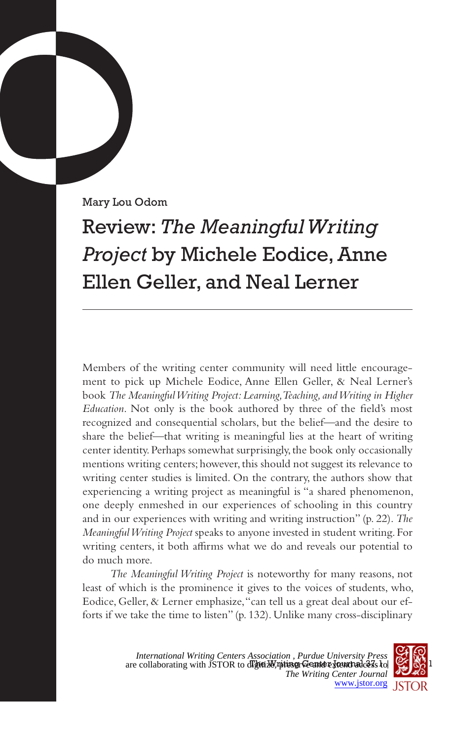Mary Lou Odom

# Review: *The Meaningful Writing Project* by Michele Eodice, Anne Ellen Geller, and Neal Lerner

Members of the writing center community will need little encouragement to pick up Michele Eodice, Anne Ellen Geller, & Neal Lerner's book *The Meaningful Writing Project: Learning, Teaching, and Writing in Higher Education*. Not only is the book authored by three of the field's most recognized and consequential scholars, but the belief—and the desire to share the belief—that writing is meaningful lies at the heart of writing center identity. Perhaps somewhat surprisingly, the book only occasionally mentions writing centers; however, this should not suggest its relevance to writing center studies is limited. On the contrary, the authors show that experiencing a writing project as meaningful is "a shared phenomenon, one deeply enmeshed in our experiences of schooling in this country and in our experiences with writing and writing instruction" (p. 22). *The Meaningful Writing Project* speaks to anyone invested in student writing. For writing centers, it both affirms what we do and reveals our potential to do much more.

*The Meaningful Writing Project* is noteworthy for many reasons, not least of which is the prominence it gives to the voices of students, who, Eodice, Geller, & Lerner emphasize, "can tell us a great deal about our efforts if we take the time to listen" (p. 132). Unlike many cross-disciplinary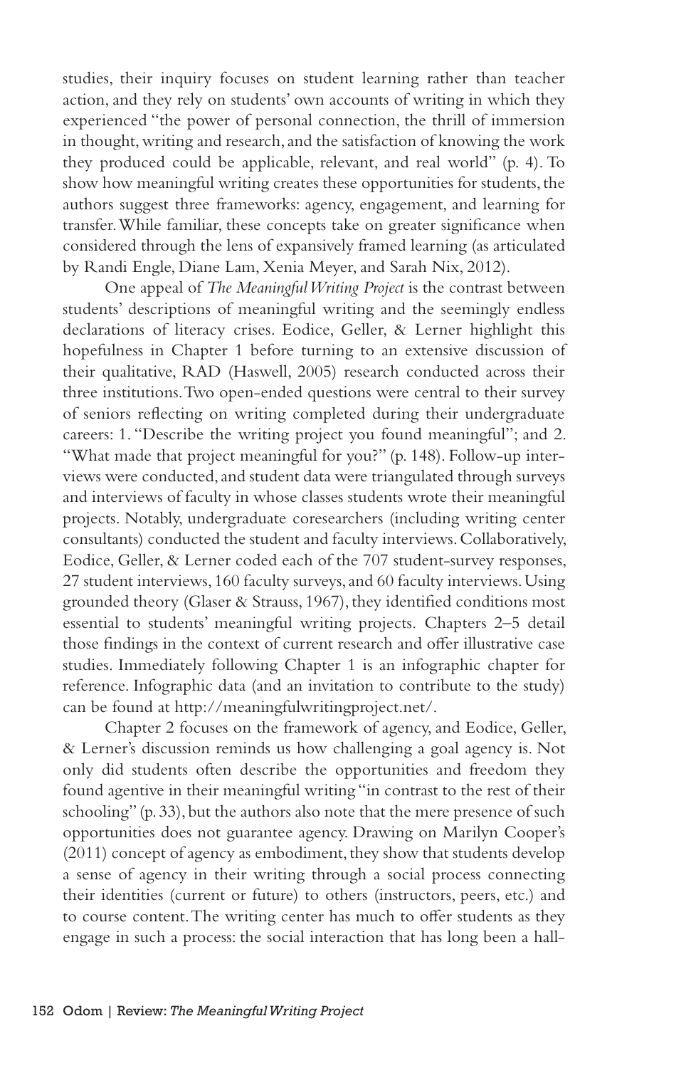studies, their inquiry focuses on student learning rather than teacher action, and they rely on students' own accounts of writing in which they experienced "the power of personal connection, the thrill of immersion in thought, writing and research, and the satisfaction of knowing the work they produced could be applicable, relevant, and real world" (p. 4). To show how meaningful writing creates these opportunities for students, the authors suggest three frameworks: agency, engagement, and learning for transfer. While familiar, these concepts take on greater significance when considered through the lens of expansively framed learning (as articulated by Randi Engle, Diane Lam, Xenia Meyer, and Sarah Nix, 2012).

One appeal of *The Meaningful Writing Project* is the contrast between students' descriptions of meaningful writing and the seemingly endless declarations of literacy crises. Eodice, Geller, & Lerner highlight this hopefulness in Chapter 1 before turning to an extensive discussion of their qualitative, RAD (Haswell, 2005) research conducted across their three institutions. Two open-ended questions were central to their survey of seniors reflecting on writing completed during their undergraduate careers: 1. "Describe the writing project you found meaningful"; and 2. "What made that project meaningful for you?" (p. 148). Follow-up interviews were conducted, and student data were triangulated through surveys and interviews of faculty in whose classes students wrote their meaningful projects. Notably, undergraduate coresearchers (including writing center consultants) conducted the student and faculty interviews. Collaboratively, Eodice, Geller, & Lerner coded each of the 707 student-survey responses, 27 student interviews, 160 faculty surveys, and 60 faculty interviews. Using grounded theory (Glaser & Strauss, 1967), they identified conditions most essential to students' meaningful writing projects. Chapters 2–5 detail those findings in the context of current research and offer illustrative case studies. Immediately following Chapter 1 is an infographic chapter for reference. Infographic data (and an invitation to contribute to the study) can be found at http://meaningfulwritingproject.net/.

Chapter 2 focuses on the framework of agency, and Eodice, Geller, & Lerner's discussion reminds us how challenging a goal agency is. Not only did students often describe the opportunities and freedom they found agentive in their meaningful writing "in contrast to the rest of their schooling" (p. 33), but the authors also note that the mere presence of such opportunities does not guarantee agency. Drawing on Marilyn Cooper's (2011) concept of agency as embodiment, they show that students develop a sense of agency in their writing through a social process connecting their identities (current or future) to others (instructors, peers, etc.) and to course content. The writing center has much to offer students as they engage in such a process: the social interaction that has long been a hall-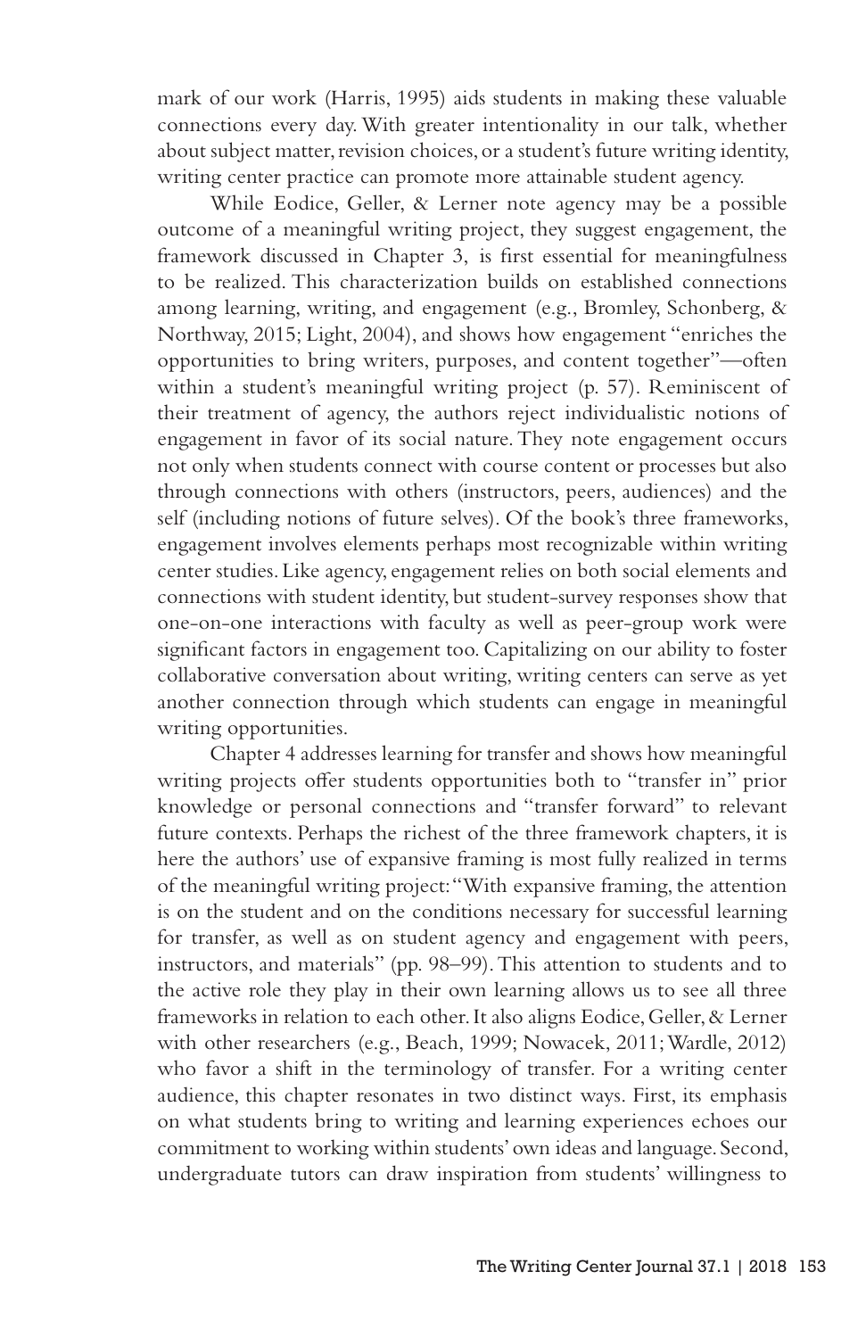mark of our work (Harris, 1995) aids students in making these valuable connections every day. With greater intentionality in our talk, whether about subject matter, revision choices, or a student's future writing identity, writing center practice can promote more attainable student agency.

While Eodice, Geller, & Lerner note agency may be a possible outcome of a meaningful writing project, they suggest engagement, the framework discussed in Chapter 3, is first essential for meaningfulness to be realized. This characterization builds on established connections among learning, writing, and engagement (e.g., Bromley, Schonberg, & Northway, 2015; Light, 2004), and shows how engagement "enriches the opportunities to bring writers, purposes, and content together"—often within a student's meaningful writing project (p. 57). Reminiscent of their treatment of agency, the authors reject individualistic notions of engagement in favor of its social nature. They note engagement occurs not only when students connect with course content or processes but also through connections with others (instructors, peers, audiences) and the self (including notions of future selves). Of the book's three frameworks, engagement involves elements perhaps most recognizable within writing center studies. Like agency, engagement relies on both social elements and connections with student identity, but student-survey responses show that one-on-one interactions with faculty as well as peer-group work were significant factors in engagement too. Capitalizing on our ability to foster collaborative conversation about writing, writing centers can serve as yet another connection through which students can engage in meaningful writing opportunities.

Chapter 4 addresses learning for transfer and shows how meaningful writing projects offer students opportunities both to "transfer in" prior knowledge or personal connections and "transfer forward" to relevant future contexts. Perhaps the richest of the three framework chapters, it is here the authors' use of expansive framing is most fully realized in terms of the meaningful writing project: "With expansive framing, the attention is on the student and on the conditions necessary for successful learning for transfer, as well as on student agency and engagement with peers, instructors, and materials" (pp. 98–99). This attention to students and to the active role they play in their own learning allows us to see all three frameworks in relation to each other. It also aligns Eodice, Geller, & Lerner with other researchers (e.g., Beach, 1999; Nowacek, 2011; Wardle, 2012) who favor a shift in the terminology of transfer. For a writing center audience, this chapter resonates in two distinct ways. First, its emphasis on what students bring to writing and learning experiences echoes our commitment to working within students' own ideas and language. Second, undergraduate tutors can draw inspiration from students' willingness to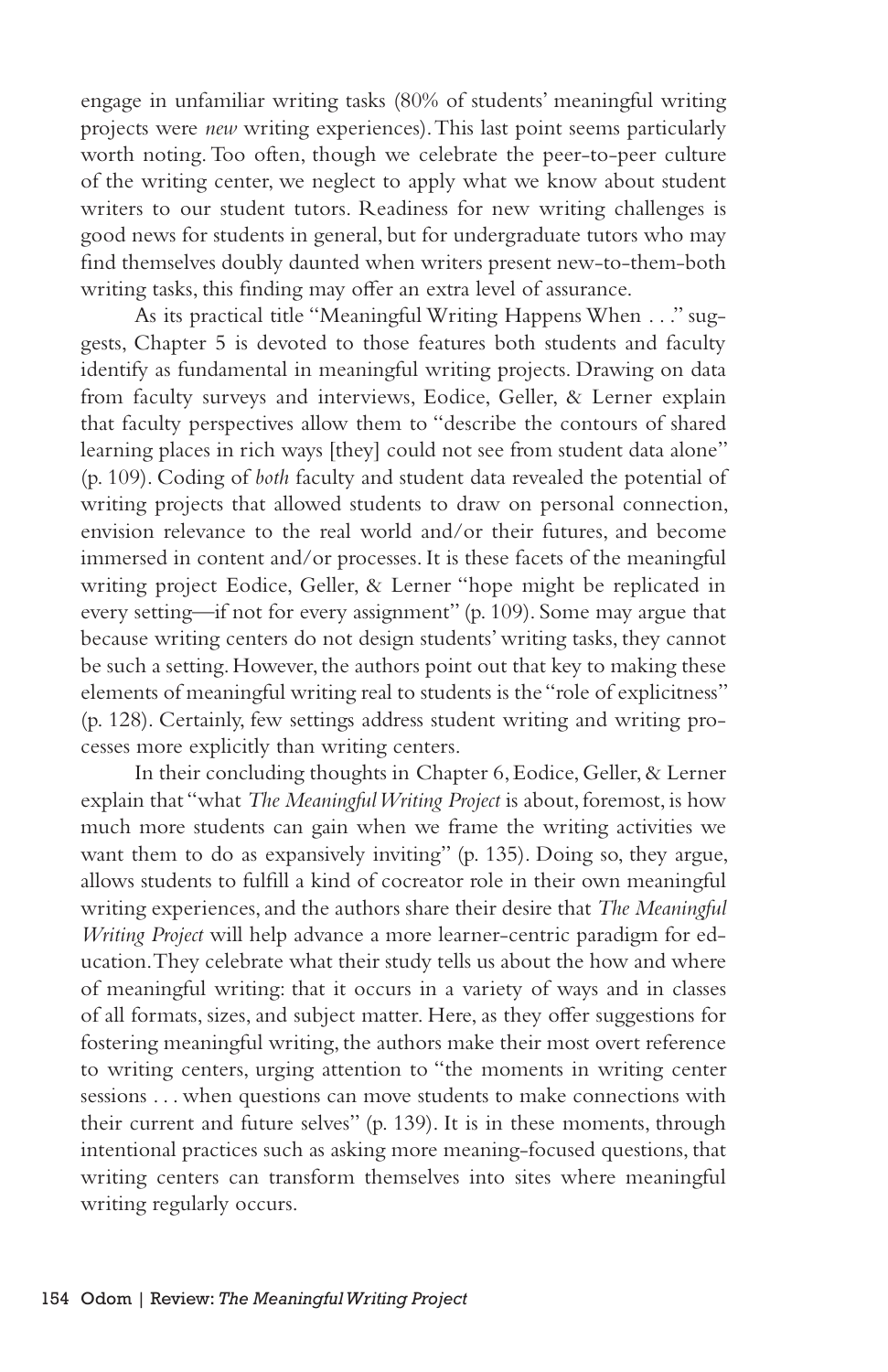engage in unfamiliar writing tasks (80% of students' meaningful writing projects were *new* writing experiences). This last point seems particularly worth noting. Too often, though we celebrate the peer-to-peer culture of the writing center, we neglect to apply what we know about student writers to our student tutors. Readiness for new writing challenges is good news for students in general, but for undergraduate tutors who may find themselves doubly daunted when writers present new-to-them-both writing tasks, this finding may offer an extra level of assurance.

As its practical title "Meaningful Writing Happens When . . ." suggests, Chapter 5 is devoted to those features both students and faculty identify as fundamental in meaningful writing projects. Drawing on data from faculty surveys and interviews, Eodice, Geller, & Lerner explain that faculty perspectives allow them to "describe the contours of shared learning places in rich ways [they] could not see from student data alone" (p. 109). Coding of *both* faculty and student data revealed the potential of writing projects that allowed students to draw on personal connection, envision relevance to the real world and/or their futures, and become immersed in content and/or processes. It is these facets of the meaningful writing project Eodice, Geller, & Lerner "hope might be replicated in every setting—if not for every assignment" (p. 109). Some may argue that because writing centers do not design students' writing tasks, they cannot be such a setting. However, the authors point out that key to making these elements of meaningful writing real to students is the "role of explicitness" (p. 128). Certainly, few settings address student writing and writing processes more explicitly than writing centers.

In their concluding thoughts in Chapter 6, Eodice, Geller, & Lerner explain that "what *The Meaningful Writing Project* is about, foremost, is how much more students can gain when we frame the writing activities we want them to do as expansively inviting" (p. 135). Doing so, they argue, allows students to fulfill a kind of cocreator role in their own meaningful writing experiences, and the authors share their desire that *The Meaningful Writing Project* will help advance a more learner-centric paradigm for education. They celebrate what their study tells us about the how and where of meaningful writing: that it occurs in a variety of ways and in classes of all formats, sizes, and subject matter. Here, as they offer suggestions for fostering meaningful writing, the authors make their most overt reference to writing centers, urging attention to "the moments in writing center sessions . . . when questions can move students to make connections with their current and future selves" (p. 139). It is in these moments, through intentional practices such as asking more meaning-focused questions, that writing centers can transform themselves into sites where meaningful writing regularly occurs.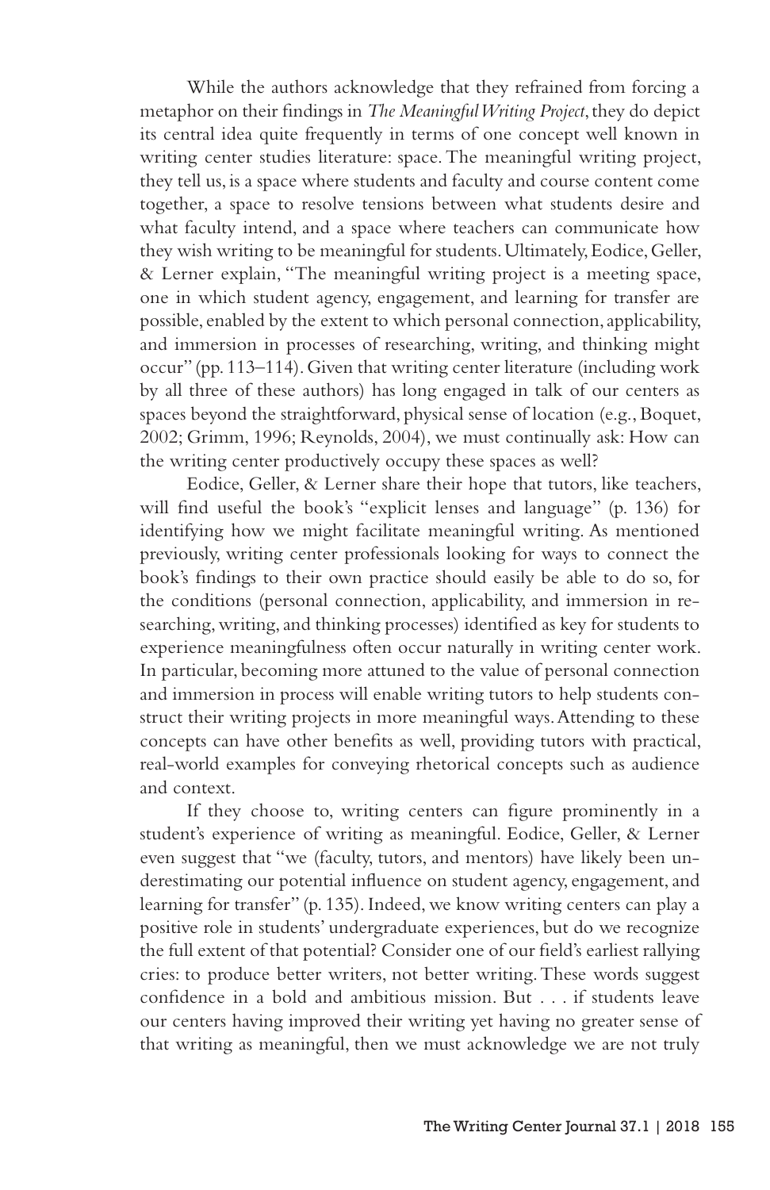While the authors acknowledge that they refrained from forcing a metaphor on their findings in *The Meaningful Writing Project*, they do depict its central idea quite frequently in terms of one concept well known in writing center studies literature: space. The meaningful writing project, they tell us, is a space where students and faculty and course content come together, a space to resolve tensions between what students desire and what faculty intend, and a space where teachers can communicate how they wish writing to be meaningful for students. Ultimately, Eodice, Geller, & Lerner explain, "The meaningful writing project is a meeting space, one in which student agency, engagement, and learning for transfer are possible, enabled by the extent to which personal connection, applicability, and immersion in processes of researching, writing, and thinking might occur" (pp. 113–114). Given that writing center literature (including work by all three of these authors) has long engaged in talk of our centers as spaces beyond the straightforward, physical sense of location (e.g., Boquet, 2002; Grimm, 1996; Reynolds, 2004), we must continually ask: How can the writing center productively occupy these spaces as well?

Eodice, Geller, & Lerner share their hope that tutors, like teachers, will find useful the book's "explicit lenses and language" (p. 136) for identifying how we might facilitate meaningful writing. As mentioned previously, writing center professionals looking for ways to connect the book's findings to their own practice should easily be able to do so, for the conditions (personal connection, applicability, and immersion in researching, writing, and thinking processes) identified as key for students to experience meaningfulness often occur naturally in writing center work. In particular, becoming more attuned to the value of personal connection and immersion in process will enable writing tutors to help students construct their writing projects in more meaningful ways. Attending to these concepts can have other benefits as well, providing tutors with practical, real-world examples for conveying rhetorical concepts such as audience and context.

If they choose to, writing centers can figure prominently in a student's experience of writing as meaningful. Eodice, Geller, & Lerner even suggest that "we (faculty, tutors, and mentors) have likely been underestimating our potential influence on student agency, engagement, and learning for transfer" (p. 135). Indeed, we know writing centers can play a positive role in students' undergraduate experiences, but do we recognize the full extent of that potential? Consider one of our field's earliest rallying cries: to produce better writers, not better writing. These words suggest confidence in a bold and ambitious mission. But . . . if students leave our centers having improved their writing yet having no greater sense of that writing as meaningful, then we must acknowledge we are not truly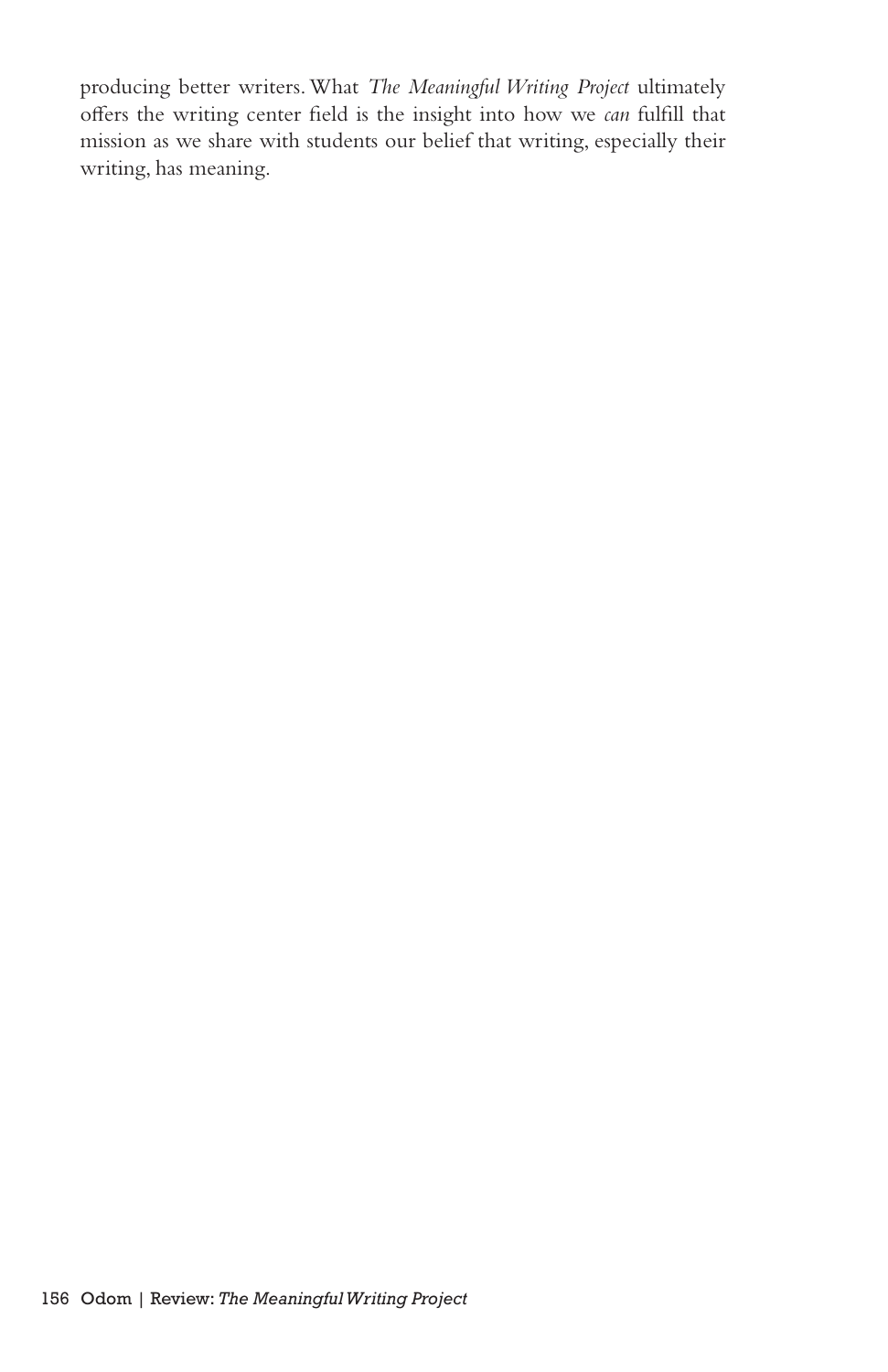producing better writers. What *The Meaningful Writing Project* ultimately offers the writing center field is the insight into how we *can* fulfill that mission as we share with students our belief that writing, especially their writing, has meaning.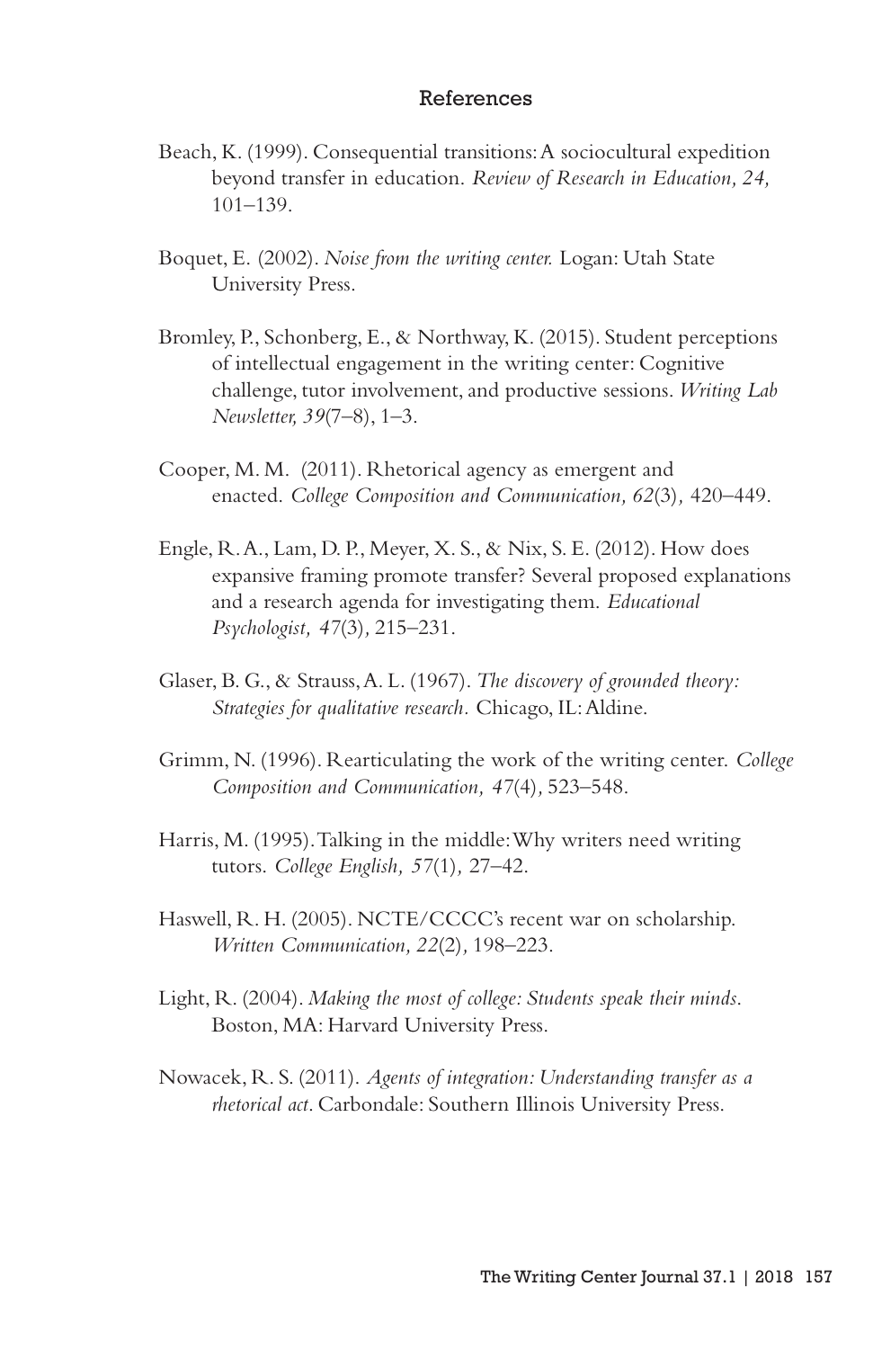## References

Beach, K. (1999). Consequential transitions: A sociocultural expedition beyond transfer in education. *Review of Research in Education, 24,* 101–139.

Boquet, E. (2002). *Noise from the writing center.* Logan: Utah State University Press.

Bromley, P., Schonberg, E., & Northway, K. (2015). Student perceptions of intellectual engagement in the writing center: Cognitive challenge, tutor involvement, and productive sessions. *Writing Lab Newsletter, 39*(7–8), 1–3.

Cooper, M. M. (2011). Rhetorical agency as emergent and enacted. *College Composition and Communication, 62*(3), 420–449.

Engle, R. A., Lam, D. P., Meyer, X. S., & Nix, S. E. (2012). How does expansive framing promote transfer? Several proposed explanations and a research agenda for investigating them. *Educational Psychologist, 47*(3), 215–231.

Glaser, B. G., & Strauss, A. L. (1967). *The discovery of grounded theory: Strategies for qualitative research.* Chicago, IL: Aldine.

Grimm, N. (1996). Rearticulating the work of the writing center. *College Composition and Communication, 47*(4), 523–548.

Harris, M. (1995). Talking in the middle: Why writers need writing tutors. *College English, 57*(1), 27–42.

Haswell, R. H. (2005). NCTE/CCCC's recent war on scholarship. *Written Communication, 22*(2), 198–223.

Light, R. (2004). *Making the most of college: Students speak their minds.* Boston, MA: Harvard University Press.

Nowacek, R. S. (2011). *Agents of integration: Understanding transfer as a rhetorical act.* Carbondale: Southern Illinois University Press.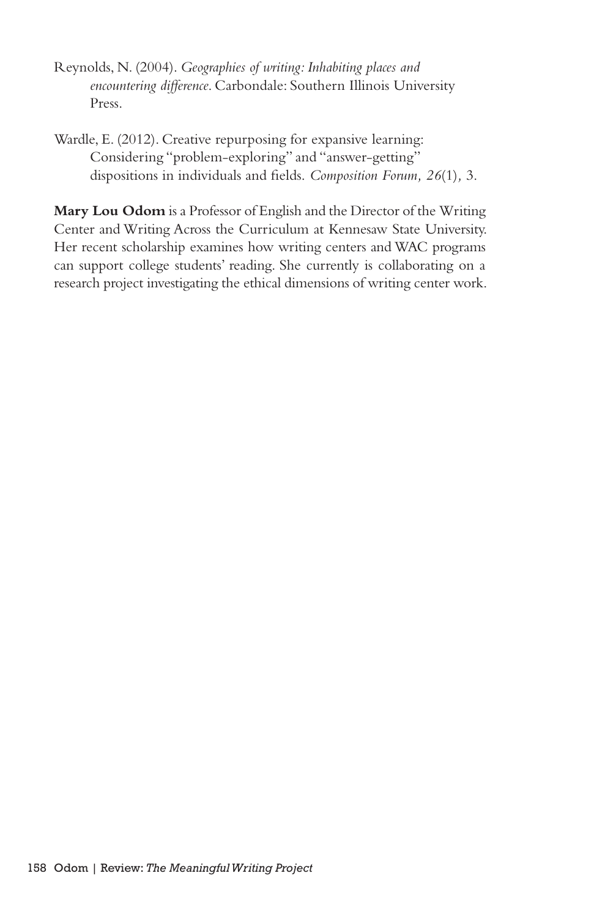Reynolds, N. (2004). *Geographies of writing: Inhabiting places and encountering difference*. Carbondale: Southern Illinois University Press.

Wardle, E. (2012). Creative repurposing for expansive learning: Considering "problem-exploring" and "answer-getting" dispositions in individuals and fields. *Composition Forum, 26*(1), 3.

**Mary Lou Odom** is a Professor of English and the Director of the Writing Center and Writing Across the Curriculum at Kennesaw State University. Her recent scholarship examines how writing centers and WAC programs can support college students' reading. She currently is collaborating on a research project investigating the ethical dimensions of writing center work.